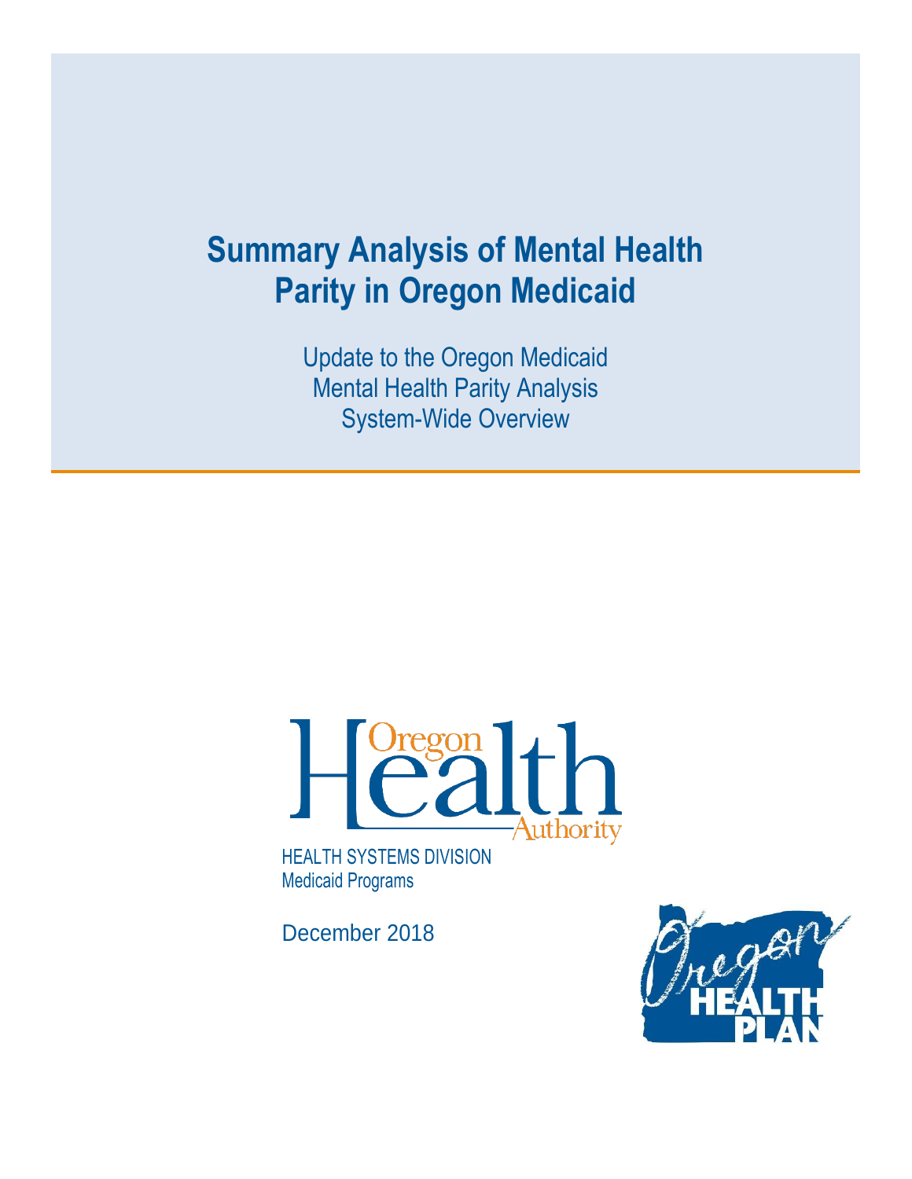# Summary Analysis of Mental Health Parity in Oregon Medicaid

Update to the Oregon Medicaid
Mental Health Parity Analysis
System-Wide Overview

Oregon Health Authority

HEALTH SYSTEMS DIVISION
Medicaid Programs

December 2018

Oregon HEALTH PLAN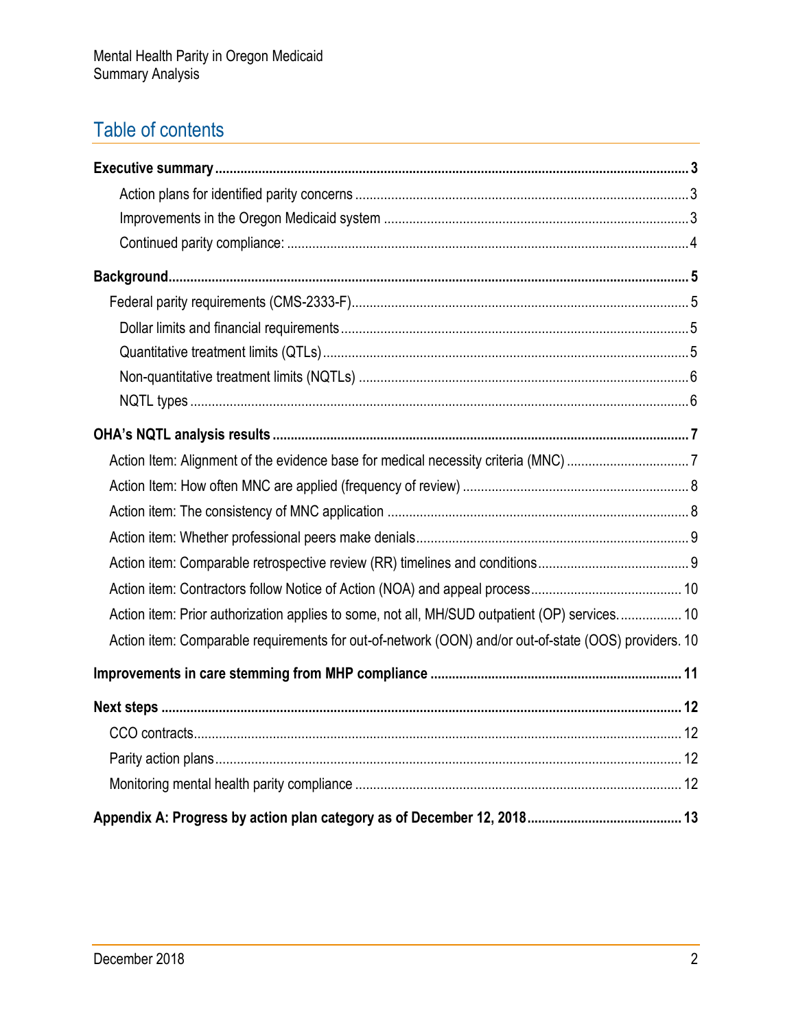## Table of contents

**Executive summary** ..... 3

- Action plans for identified parity concerns ..... 3
- Improvements in the Oregon Medicaid system ..... 3
- Continued parity compliance: ..... 4

**Background** ..... 5

- Federal parity requirements (CMS-2333-F) ..... 5
  - Dollar limits and financial requirements ..... 5
  - Quantitative treatment limits (QTLs) ..... 5
  - Non-quantitative treatment limits (NQTLs) ..... 6
  - NQTL types ..... 6

**OHA's NQTL analysis results** ..... 7

- Action Item: Alignment of the evidence base for medical necessity criteria (MNC) ..... 7
- Action Item: How often MNC are applied (frequency of review) ..... 8
- Action item: The consistency of MNC application ..... 8
- Action item: Whether professional peers make denials ..... 9
- Action item: Comparable retrospective review (RR) timelines and conditions ..... 9
- Action item: Contractors follow Notice of Action (NOA) and appeal process ..... 10
- Action item: Prior authorization applies to some, not all, MH/SUD outpatient (OP) services. ..... 10
- Action item: Comparable requirements for out-of-network (OON) and/or out-of-state (OOS) providers. 10

**Improvements in care stemming from MHP compliance** ..... 11

**Next steps** ..... 12

- CCO contracts ..... 12
- Parity action plans ..... 12
- Monitoring mental health parity compliance ..... 12

**Appendix A: Progress by action plan category as of December 12, 2018** ..... 13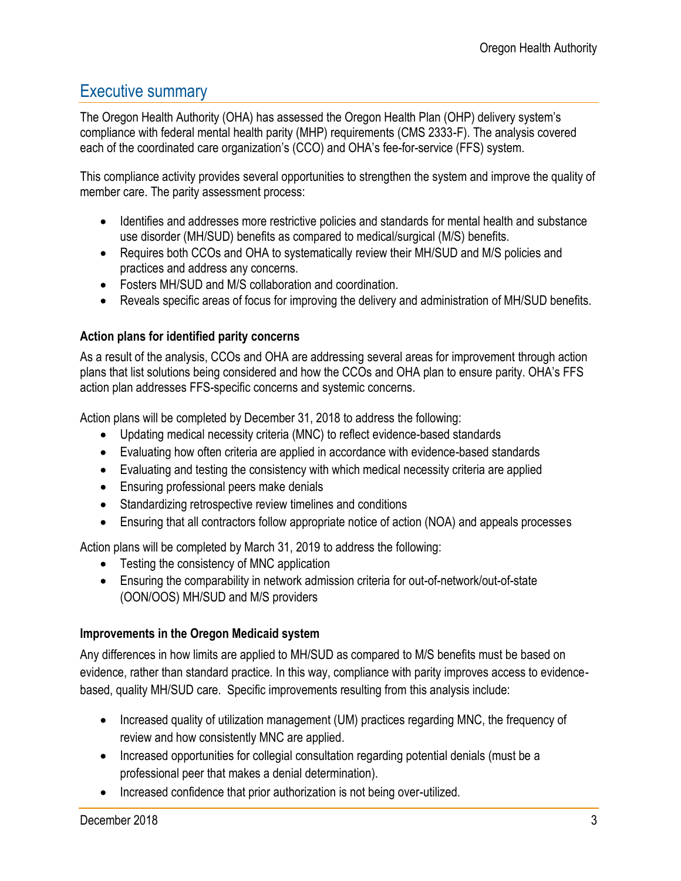# Executive summary

The Oregon Health Authority (OHA) has assessed the Oregon Health Plan (OHP) delivery system's compliance with federal mental health parity (MHP) requirements (CMS 2333-F). The analysis covered each of the coordinated care organization's (CCO) and OHA's fee-for-service (FFS) system.

This compliance activity provides several opportunities to strengthen the system and improve the quality of member care. The parity assessment process:

- Identifies and addresses more restrictive policies and standards for mental health and substance use disorder (MH/SUD) benefits as compared to medical/surgical (M/S) benefits.
- Requires both CCOs and OHA to systematically review their MH/SUD and M/S policies and practices and address any concerns.
- Fosters MH/SUD and M/S collaboration and coordination.
- Reveals specific areas of focus for improving the delivery and administration of MH/SUD benefits.

### Action plans for identified parity concerns

As a result of the analysis, CCOs and OHA are addressing several areas for improvement through action plans that list solutions being considered and how the CCOs and OHA plan to ensure parity. OHA's FFS action plan addresses FFS-specific concerns and systemic concerns.

Action plans will be completed by December 31, 2018 to address the following:

- Updating medical necessity criteria (MNC) to reflect evidence-based standards
- Evaluating how often criteria are applied in accordance with evidence-based standards
- Evaluating and testing the consistency with which medical necessity criteria are applied
- Ensuring professional peers make denials
- Standardizing retrospective review timelines and conditions
- Ensuring that all contractors follow appropriate notice of action (NOA) and appeals processes

Action plans will be completed by March 31, 2019 to address the following:

- Testing the consistency of MNC application
- Ensuring the comparability in network admission criteria for out-of-network/out-of-state (OON/OOS) MH/SUD and M/S providers

### Improvements in the Oregon Medicaid system

Any differences in how limits are applied to MH/SUD as compared to M/S benefits must be based on evidence, rather than standard practice. In this way, compliance with parity improves access to evidence-based, quality MH/SUD care. Specific improvements resulting from this analysis include:

- Increased quality of utilization management (UM) practices regarding MNC, the frequency of review and how consistently MNC are applied.
- Increased opportunities for collegial consultation regarding potential denials (must be a professional peer that makes a denial determination).
- Increased confidence that prior authorization is not being over-utilized.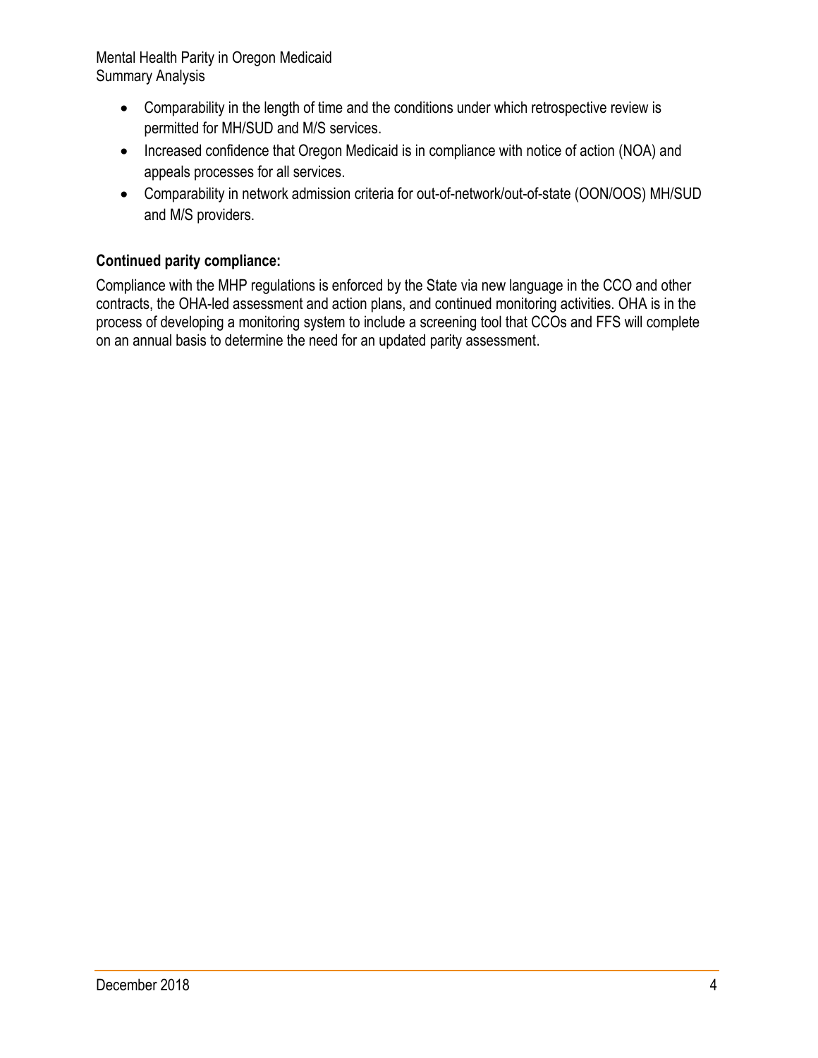- Comparability in the length of time and the conditions under which retrospective review is permitted for MH/SUD and M/S services.
- Increased confidence that Oregon Medicaid is in compliance with notice of action (NOA) and appeals processes for all services.
- Comparability in network admission criteria for out-of-network/out-of-state (OON/OOS) MH/SUD and M/S providers.

**Continued parity compliance:**

Compliance with the MHP regulations is enforced by the State via new language in the CCO and other contracts, the OHA-led assessment and action plans, and continued monitoring activities. OHA is in the process of developing a monitoring system to include a screening tool that CCOs and FFS will complete on an annual basis to determine the need for an updated parity assessment.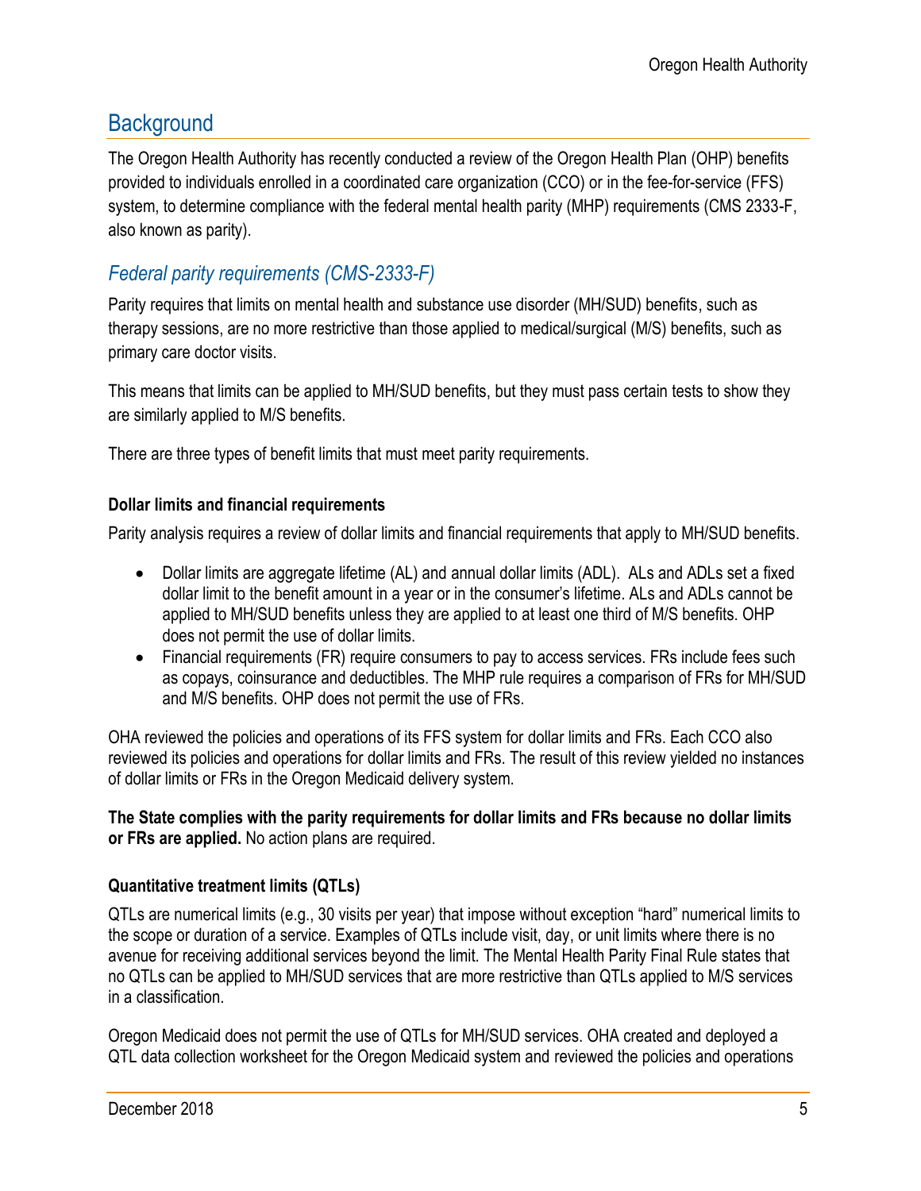## Background

The Oregon Health Authority has recently conducted a review of the Oregon Health Plan (OHP) benefits provided to individuals enrolled in a coordinated care organization (CCO) or in the fee-for-service (FFS) system, to determine compliance with the federal mental health parity (MHP) requirements (CMS 2333-F, also known as parity).

### *Federal parity requirements (CMS-2333-F)*

Parity requires that limits on mental health and substance use disorder (MH/SUD) benefits, such as therapy sessions, are no more restrictive than those applied to medical/surgical (M/S) benefits, such as primary care doctor visits.

This means that limits can be applied to MH/SUD benefits, but they must pass certain tests to show they are similarly applied to M/S benefits.

There are three types of benefit limits that must meet parity requirements.

#### **Dollar limits and financial requirements**

Parity analysis requires a review of dollar limits and financial requirements that apply to MH/SUD benefits.

- Dollar limits are aggregate lifetime (AL) and annual dollar limits (ADL). ALs and ADLs set a fixed dollar limit to the benefit amount in a year or in the consumer's lifetime. ALs and ADLs cannot be applied to MH/SUD benefits unless they are applied to at least one third of M/S benefits. OHP does not permit the use of dollar limits.
- Financial requirements (FR) require consumers to pay to access services. FRs include fees such as copays, coinsurance and deductibles. The MHP rule requires a comparison of FRs for MH/SUD and M/S benefits. OHP does not permit the use of FRs.

OHA reviewed the policies and operations of its FFS system for dollar limits and FRs. Each CCO also reviewed its policies and operations for dollar limits and FRs. The result of this review yielded no instances of dollar limits or FRs in the Oregon Medicaid delivery system.

**The State complies with the parity requirements for dollar limits and FRs because no dollar limits or FRs are applied.** No action plans are required.

#### **Quantitative treatment limits (QTLs)**

QTLs are numerical limits (e.g., 30 visits per year) that impose without exception "hard" numerical limits to the scope or duration of a service. Examples of QTLs include visit, day, or unit limits where there is no avenue for receiving additional services beyond the limit. The Mental Health Parity Final Rule states that no QTLs can be applied to MH/SUD services that are more restrictive than QTLs applied to M/S services in a classification.

Oregon Medicaid does not permit the use of QTLs for MH/SUD services. OHA created and deployed a QTL data collection worksheet for the Oregon Medicaid system and reviewed the policies and operations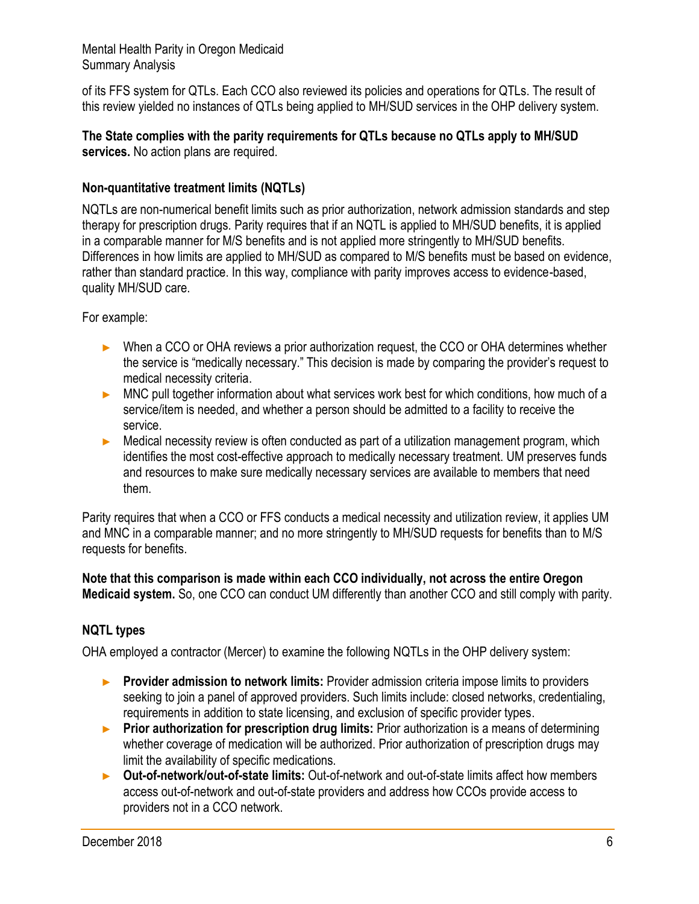of its FFS system for QTLs. Each CCO also reviewed its policies and operations for QTLs. The result of this review yielded no instances of QTLs being applied to MH/SUD services in the OHP delivery system.

**The State complies with the parity requirements for QTLs because no QTLs apply to MH/SUD services.** No action plans are required.

### Non-quantitative treatment limits (NQTLs)

NQTLs are non-numerical benefit limits such as prior authorization, network admission standards and step therapy for prescription drugs. Parity requires that if an NQTL is applied to MH/SUD benefits, it is applied in a comparable manner for M/S benefits and is not applied more stringently to MH/SUD benefits. Differences in how limits are applied to MH/SUD as compared to M/S benefits must be based on evidence, rather than standard practice. In this way, compliance with parity improves access to evidence-based, quality MH/SUD care.

For example:

- When a CCO or OHA reviews a prior authorization request, the CCO or OHA determines whether the service is "medically necessary." This decision is made by comparing the provider's request to medical necessity criteria.
- MNC pull together information about what services work best for which conditions, how much of a service/item is needed, and whether a person should be admitted to a facility to receive the service.
- Medical necessity review is often conducted as part of a utilization management program, which identifies the most cost-effective approach to medically necessary treatment. UM preserves funds and resources to make sure medically necessary services are available to members that need them.

Parity requires that when a CCO or FFS conducts a medical necessity and utilization review, it applies UM and MNC in a comparable manner; and no more stringently to MH/SUD requests for benefits than to M/S requests for benefits.

**Note that this comparison is made within each CCO individually, not across the entire Oregon Medicaid system.** So, one CCO can conduct UM differently than another CCO and still comply with parity.

### NQTL types

OHA employed a contractor (Mercer) to examine the following NQTLs in the OHP delivery system:

- **Provider admission to network limits:** Provider admission criteria impose limits to providers seeking to join a panel of approved providers. Such limits include: closed networks, credentialing, requirements in addition to state licensing, and exclusion of specific provider types.
- **Prior authorization for prescription drug limits:** Prior authorization is a means of determining whether coverage of medication will be authorized. Prior authorization of prescription drugs may limit the availability of specific medications.
- **Out-of-network/out-of-state limits:** Out-of-network and out-of-state limits affect how members access out-of-network and out-of-state providers and address how CCOs provide access to providers not in a CCO network.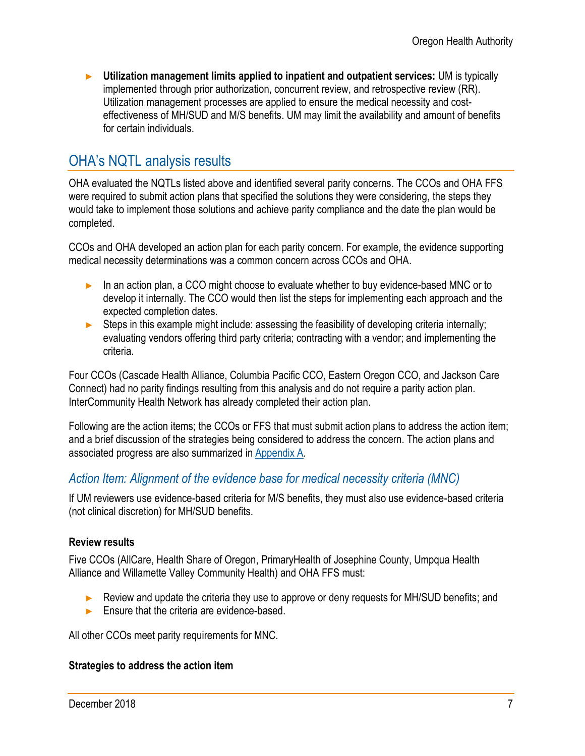- **Utilization management limits applied to inpatient and outpatient services:** UM is typically implemented through prior authorization, concurrent review, and retrospective review (RR). Utilization management processes are applied to ensure the medical necessity and cost-effectiveness of MH/SUD and M/S benefits. UM may limit the availability and amount of benefits for certain individuals.

## OHA's NQTL analysis results

OHA evaluated the NQTLs listed above and identified several parity concerns. The CCOs and OHA FFS were required to submit action plans that specified the solutions they were considering, the steps they would take to implement those solutions and achieve parity compliance and the date the plan would be completed.

CCOs and OHA developed an action plan for each parity concern. For example, the evidence supporting medical necessity determinations was a common concern across CCOs and OHA.

- In an action plan, a CCO might choose to evaluate whether to buy evidence-based MNC or to develop it internally. The CCO would then list the steps for implementing each approach and the expected completion dates.
- Steps in this example might include: assessing the feasibility of developing criteria internally; evaluating vendors offering third party criteria; contracting with a vendor; and implementing the criteria.

Four CCOs (Cascade Health Alliance, Columbia Pacific CCO, Eastern Oregon CCO, and Jackson Care Connect) had no parity findings resulting from this analysis and do not require a parity action plan. InterCommunity Health Network has already completed their action plan.

Following are the action items; the CCOs or FFS that must submit action plans to address the action item; and a brief discussion of the strategies being considered to address the concern. The action plans and associated progress are also summarized in Appendix A.

### *Action Item: Alignment of the evidence base for medical necessity criteria (MNC)*

If UM reviewers use evidence-based criteria for M/S benefits, they must also use evidence-based criteria (not clinical discretion) for MH/SUD benefits.

#### Review results

Five CCOs (AllCare, Health Share of Oregon, PrimaryHealth of Josephine County, Umpqua Health Alliance and Willamette Valley Community Health) and OHA FFS must:

- Review and update the criteria they use to approve or deny requests for MH/SUD benefits; and
- Ensure that the criteria are evidence-based.

All other CCOs meet parity requirements for MNC.

#### Strategies to address the action item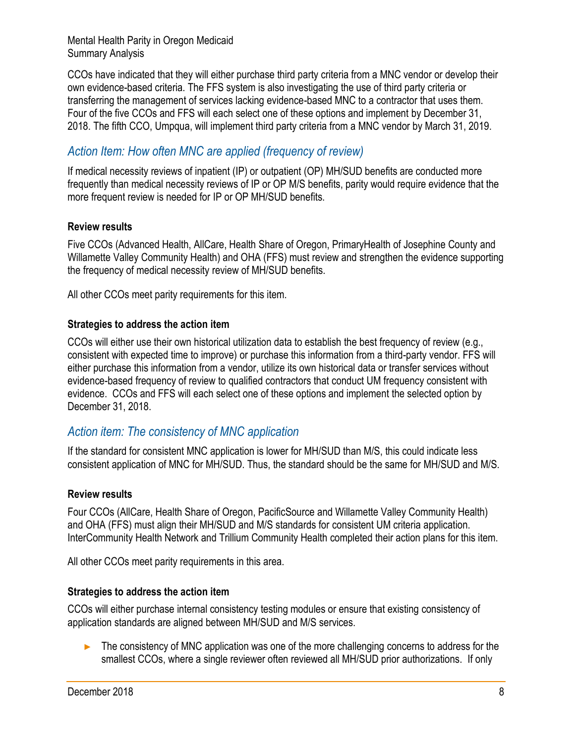CCOs have indicated that they will either purchase third party criteria from a MNC vendor or develop their own evidence-based criteria. The FFS system is also investigating the use of third party criteria or transferring the management of services lacking evidence-based MNC to a contractor that uses them. Four of the five CCOs and FFS will each select one of these options and implement by December 31, 2018. The fifth CCO, Umpqua, will implement third party criteria from a MNC vendor by March 31, 2019.

## *Action Item: How often MNC are applied (frequency of review)*

If medical necessity reviews of inpatient (IP) or outpatient (OP) MH/SUD benefits are conducted more frequently than medical necessity reviews of IP or OP M/S benefits, parity would require evidence that the more frequent review is needed for IP or OP MH/SUD benefits.

### Review results

Five CCOs (Advanced Health, AllCare, Health Share of Oregon, PrimaryHealth of Josephine County and Willamette Valley Community Health) and OHA (FFS) must review and strengthen the evidence supporting the frequency of medical necessity review of MH/SUD benefits.

All other CCOs meet parity requirements for this item.

### Strategies to address the action item

CCOs will either use their own historical utilization data to establish the best frequency of review (e.g., consistent with expected time to improve) or purchase this information from a third-party vendor. FFS will either purchase this information from a vendor, utilize its own historical data or transfer services without evidence-based frequency of review to qualified contractors that conduct UM frequency consistent with evidence. CCOs and FFS will each select one of these options and implement the selected option by December 31, 2018.

## *Action item: The consistency of MNC application*

If the standard for consistent MNC application is lower for MH/SUD than M/S, this could indicate less consistent application of MNC for MH/SUD. Thus, the standard should be the same for MH/SUD and M/S.

### Review results

Four CCOs (AllCare, Health Share of Oregon, PacificSource and Willamette Valley Community Health) and OHA (FFS) must align their MH/SUD and M/S standards for consistent UM criteria application. InterCommunity Health Network and Trillium Community Health completed their action plans for this item.

All other CCOs meet parity requirements in this area.

### Strategies to address the action item

CCOs will either purchase internal consistency testing modules or ensure that existing consistency of application standards are aligned between MH/SUD and M/S services.

- The consistency of MNC application was one of the more challenging concerns to address for the smallest CCOs, where a single reviewer often reviewed all MH/SUD prior authorizations. If only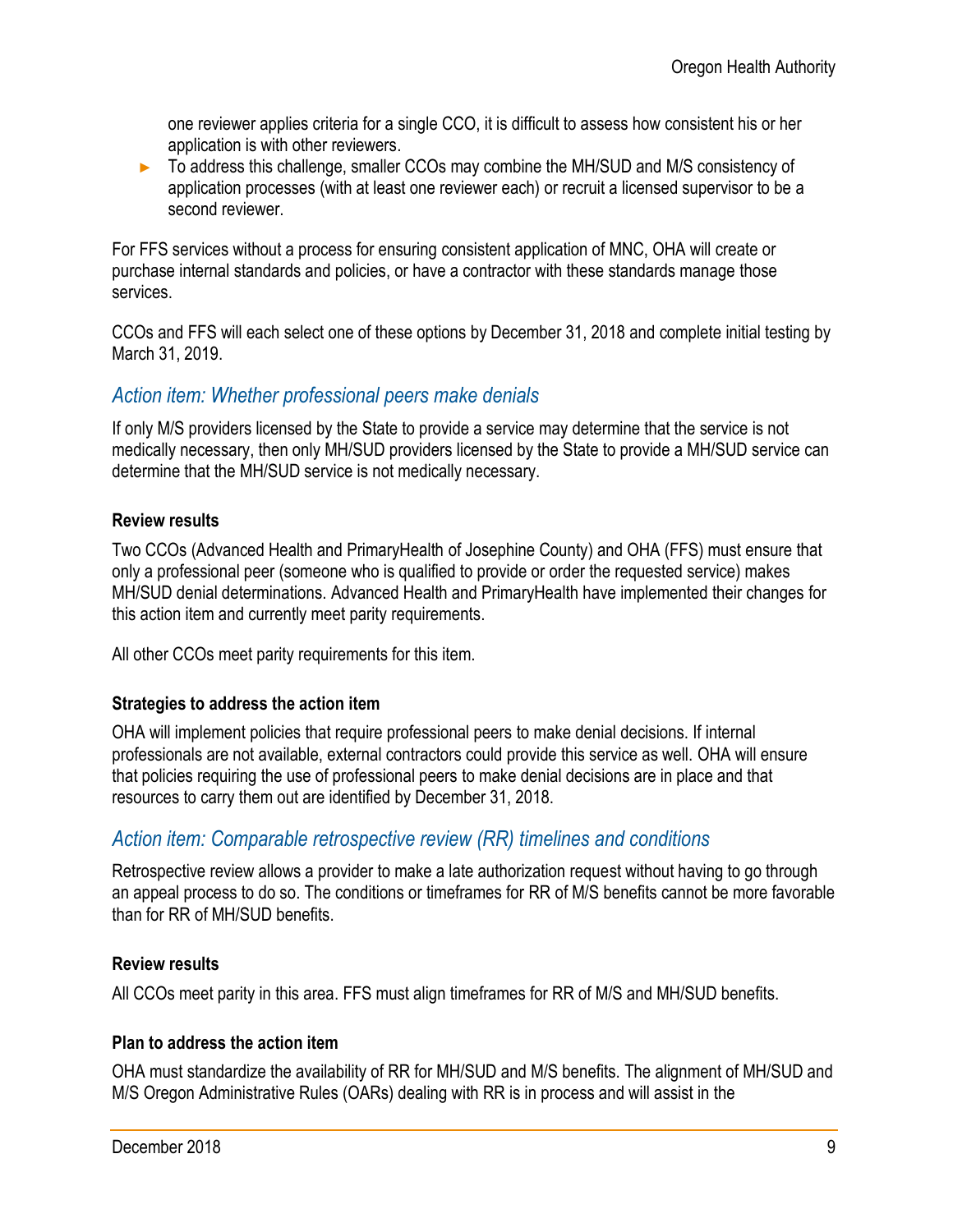one reviewer applies criteria for a single CCO, it is difficult to assess how consistent his or her application is with other reviewers.

- To address this challenge, smaller CCOs may combine the MH/SUD and M/S consistency of application processes (with at least one reviewer each) or recruit a licensed supervisor to be a second reviewer.

For FFS services without a process for ensuring consistent application of MNC, OHA will create or purchase internal standards and policies, or have a contractor with these standards manage those services.

CCOs and FFS will each select one of these options by December 31, 2018 and complete initial testing by March 31, 2019.

## *Action item: Whether professional peers make denials*

If only M/S providers licensed by the State to provide a service may determine that the service is not medically necessary, then only MH/SUD providers licensed by the State to provide a MH/SUD service can determine that the MH/SUD service is not medically necessary.

### Review results

Two CCOs (Advanced Health and PrimaryHealth of Josephine County) and OHA (FFS) must ensure that only a professional peer (someone who is qualified to provide or order the requested service) makes MH/SUD denial determinations. Advanced Health and PrimaryHealth have implemented their changes for this action item and currently meet parity requirements.

All other CCOs meet parity requirements for this item.

### Strategies to address the action item

OHA will implement policies that require professional peers to make denial decisions. If internal professionals are not available, external contractors could provide this service as well. OHA will ensure that policies requiring the use of professional peers to make denial decisions are in place and that resources to carry them out are identified by December 31, 2018.

## *Action item: Comparable retrospective review (RR) timelines and conditions*

Retrospective review allows a provider to make a late authorization request without having to go through an appeal process to do so. The conditions or timeframes for RR of M/S benefits cannot be more favorable than for RR of MH/SUD benefits.

### Review results

All CCOs meet parity in this area. FFS must align timeframes for RR of M/S and MH/SUD benefits.

### Plan to address the action item

OHA must standardize the availability of RR for MH/SUD and M/S benefits. The alignment of MH/SUD and M/S Oregon Administrative Rules (OARs) dealing with RR is in process and will assist in the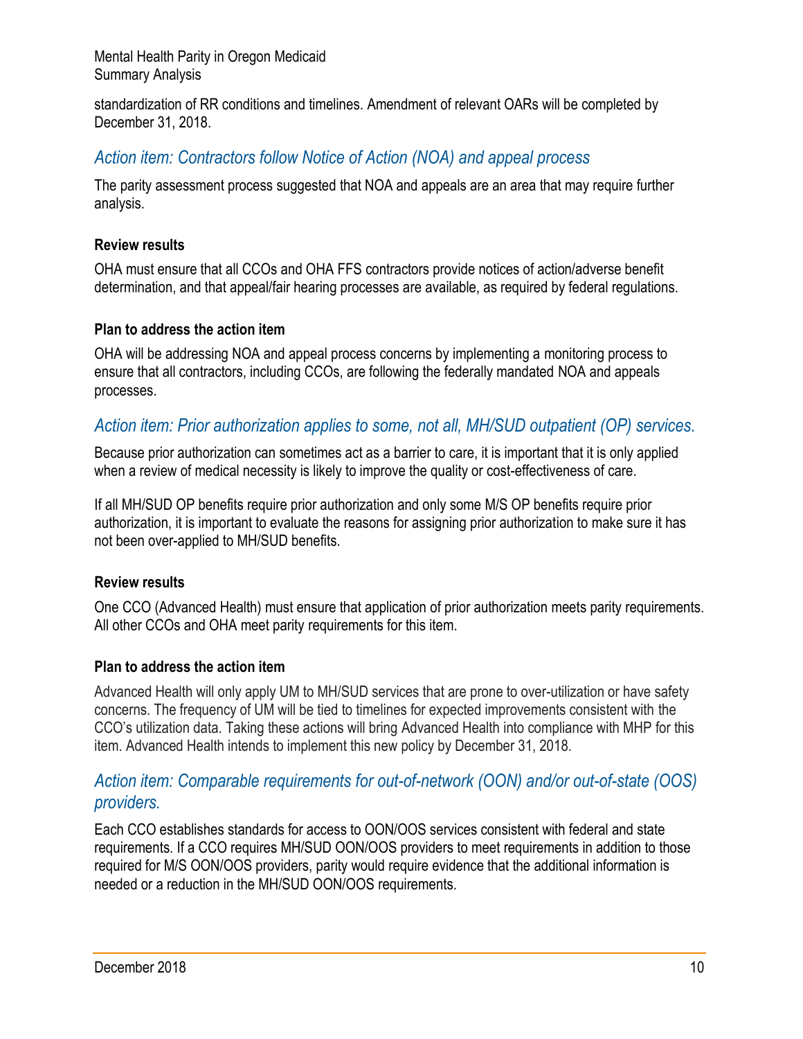standardization of RR conditions and timelines. Amendment of relevant OARs will be completed by December 31, 2018.

## *Action item: Contractors follow Notice of Action (NOA) and appeal process*

The parity assessment process suggested that NOA and appeals are an area that may require further analysis.

**Review results**

OHA must ensure that all CCOs and OHA FFS contractors provide notices of action/adverse benefit determination, and that appeal/fair hearing processes are available, as required by federal regulations.

**Plan to address the action item**

OHA will be addressing NOA and appeal process concerns by implementing a monitoring process to ensure that all contractors, including CCOs, are following the federally mandated NOA and appeals processes.

## *Action item: Prior authorization applies to some, not all, MH/SUD outpatient (OP) services.*

Because prior authorization can sometimes act as a barrier to care, it is important that it is only applied when a review of medical necessity is likely to improve the quality or cost-effectiveness of care.

If all MH/SUD OP benefits require prior authorization and only some M/S OP benefits require prior authorization, it is important to evaluate the reasons for assigning prior authorization to make sure it has not been over-applied to MH/SUD benefits.

**Review results**

One CCO (Advanced Health) must ensure that application of prior authorization meets parity requirements. All other CCOs and OHA meet parity requirements for this item.

**Plan to address the action item**

Advanced Health will only apply UM to MH/SUD services that are prone to over-utilization or have safety concerns. The frequency of UM will be tied to timelines for expected improvements consistent with the CCO's utilization data. Taking these actions will bring Advanced Health into compliance with MHP for this item. Advanced Health intends to implement this new policy by December 31, 2018.

## *Action item: Comparable requirements for out-of-network (OON) and/or out-of-state (OOS) providers.*

Each CCO establishes standards for access to OON/OOS services consistent with federal and state requirements. If a CCO requires MH/SUD OON/OOS providers to meet requirements in addition to those required for M/S OON/OOS providers, parity would require evidence that the additional information is needed or a reduction in the MH/SUD OON/OOS requirements.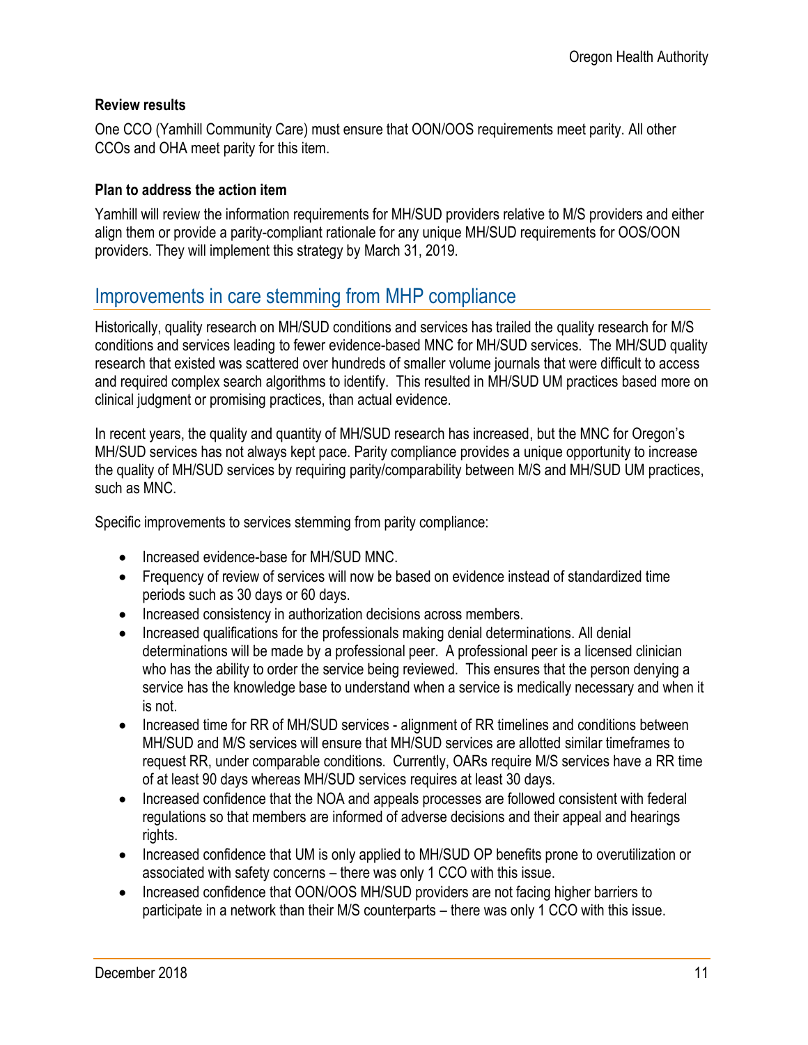#### Review results

One CCO (Yamhill Community Care) must ensure that OON/OOS requirements meet parity. All other CCOs and OHA meet parity for this item.

#### Plan to address the action item

Yamhill will review the information requirements for MH/SUD providers relative to M/S providers and either align them or provide a parity-compliant rationale for any unique MH/SUD requirements for OOS/OON providers. They will implement this strategy by March 31, 2019.

## Improvements in care stemming from MHP compliance

Historically, quality research on MH/SUD conditions and services has trailed the quality research for M/S conditions and services leading to fewer evidence-based MNC for MH/SUD services. The MH/SUD quality research that existed was scattered over hundreds of smaller volume journals that were difficult to access and required complex search algorithms to identify. This resulted in MH/SUD UM practices based more on clinical judgment or promising practices, than actual evidence.

In recent years, the quality and quantity of MH/SUD research has increased, but the MNC for Oregon's MH/SUD services has not always kept pace. Parity compliance provides a unique opportunity to increase the quality of MH/SUD services by requiring parity/comparability between M/S and MH/SUD UM practices, such as MNC.

Specific improvements to services stemming from parity compliance:

- Increased evidence-base for MH/SUD MNC.
- Frequency of review of services will now be based on evidence instead of standardized time periods such as 30 days or 60 days.
- Increased consistency in authorization decisions across members.
- Increased qualifications for the professionals making denial determinations. All denial determinations will be made by a professional peer. A professional peer is a licensed clinician who has the ability to order the service being reviewed. This ensures that the person denying a service has the knowledge base to understand when a service is medically necessary and when it is not.
- Increased time for RR of MH/SUD services - alignment of RR timelines and conditions between MH/SUD and M/S services will ensure that MH/SUD services are allotted similar timeframes to request RR, under comparable conditions. Currently, OARs require M/S services have a RR time of at least 90 days whereas MH/SUD services requires at least 30 days.
- Increased confidence that the NOA and appeals processes are followed consistent with federal regulations so that members are informed of adverse decisions and their appeal and hearings rights.
- Increased confidence that UM is only applied to MH/SUD OP benefits prone to overutilization or associated with safety concerns – there was only 1 CCO with this issue.
- Increased confidence that OON/OOS MH/SUD providers are not facing higher barriers to participate in a network than their M/S counterparts – there was only 1 CCO with this issue.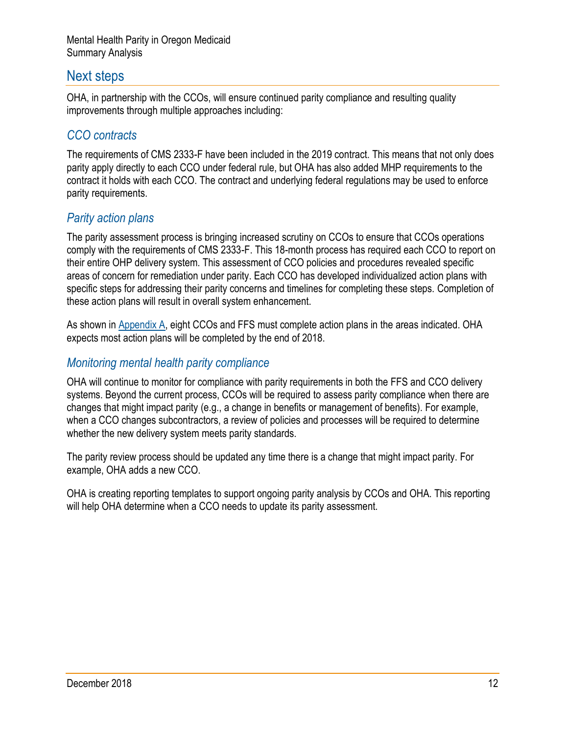## Next steps

OHA, in partnership with the CCOs, will ensure continued parity compliance and resulting quality improvements through multiple approaches including:

### *CCO contracts*

The requirements of CMS 2333-F have been included in the 2019 contract. This means that not only does parity apply directly to each CCO under federal rule, but OHA has also added MHP requirements to the contract it holds with each CCO. The contract and underlying federal regulations may be used to enforce parity requirements.

### *Parity action plans*

The parity assessment process is bringing increased scrutiny on CCOs to ensure that CCOs operations comply with the requirements of CMS 2333-F. This 18-month process has required each CCO to report on their entire OHP delivery system. This assessment of CCO policies and procedures revealed specific areas of concern for remediation under parity. Each CCO has developed individualized action plans with specific steps for addressing their parity concerns and timelines for completing these steps. Completion of these action plans will result in overall system enhancement.

As shown in Appendix A, eight CCOs and FFS must complete action plans in the areas indicated. OHA expects most action plans will be completed by the end of 2018.

### *Monitoring mental health parity compliance*

OHA will continue to monitor for compliance with parity requirements in both the FFS and CCO delivery systems. Beyond the current process, CCOs will be required to assess parity compliance when there are changes that might impact parity (e.g., a change in benefits or management of benefits). For example, when a CCO changes subcontractors, a review of policies and processes will be required to determine whether the new delivery system meets parity standards.

The parity review process should be updated any time there is a change that might impact parity. For example, OHA adds a new CCO.

OHA is creating reporting templates to support ongoing parity analysis by CCOs and OHA. This reporting will help OHA determine when a CCO needs to update its parity assessment.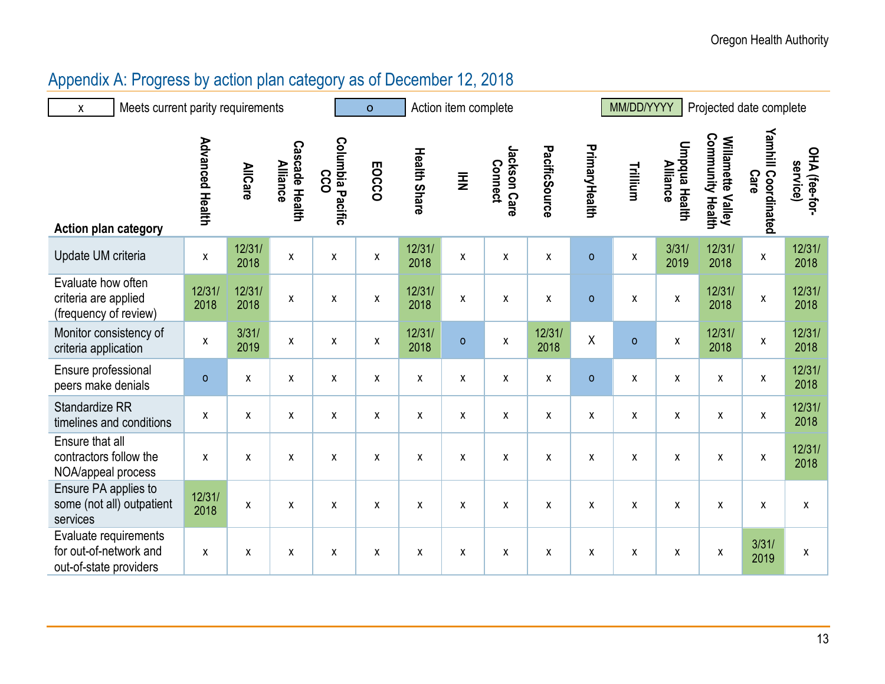## Appendix A: Progress by action plan category as of December 12, 2018

| x | Meets current parity requirements | o | Action item complete | MM/DD/YYYY | Projected date complete |
|---|---|---|---|---|---|

| Action plan category | Advanced Health | AllCare | Cascade Health Alliance | Columbia Pacific CCO | EOCCO | Health Share | IHN | Jackson Care Connect | PacificSource | PrimaryHealth | Trillium | Umpqua Health Alliance | Willamette Valley Community Health | Yamhill Coordinated Care | OHA (fee-for-service) |
|---|---|---|---|---|---|---|---|---|---|---|---|---|---|---|---|
| Update UM criteria | x | 12/31/2018 | x | x | x | 12/31/2018 | x | x | x | o | x | 3/31/2019 | 12/31/2018 | x | 12/31/2018 |
| Evaluate how often criteria are applied (frequency of review) | 12/31/2018 | 12/31/2018 | x | x | x | 12/31/2018 | x | x | x | o | x | x | 12/31/2018 | x | 12/31/2018 |
| Monitor consistency of criteria application | x | 3/31/2019 | x | x | x | 12/31/2018 | o | x | 12/31/2018 | X | o | x | 12/31/2018 | x | 12/31/2018 |
| Ensure professional peers make denials | o | x | x | x | x | x | x | x | x | o | x | x | x | x | 12/31/2018 |
| Standardize RR timelines and conditions | x | x | x | x | x | x | x | x | x | x | x | x | x | x | 12/31/2018 |
| Ensure that all contractors follow the NOA/appeal process | x | x | x | x | x | x | x | x | x | x | x | x | x | x | 12/31/2018 |
| Ensure PA applies to some (not all) outpatient services | 12/31/2018 | x | x | x | x | x | x | x | x | x | x | x | x | x | x |
| Evaluate requirements for out-of-network and out-of-state providers | x | x | x | x | x | x | x | x | x | x | x | x | x | 3/31/2019 | x |